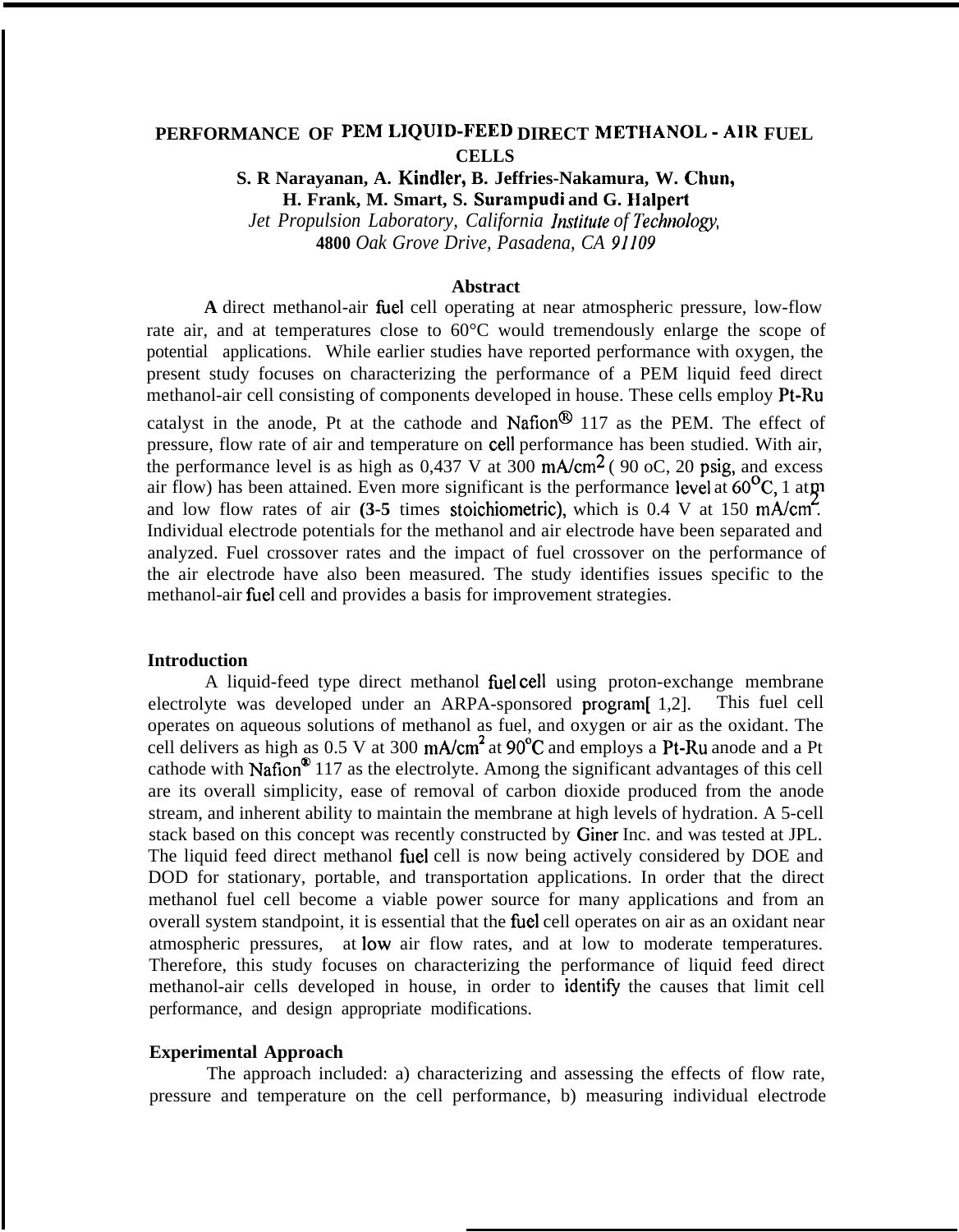# PERFORMANCE OF PEM LIQUID-FEED DIRECT METHANOL - AIR FUEL CELLS

**S. R Narayanan, A. Kindler, B. Jeffries-Nakamura, W. Chun, H. Frank, M. Smart, S. Surampudi and G. Halpert**

*Jet Propulsion Laboratory, California Institute of Technology,*
**4800** *Oak Grove Drive, Pasadena, CA 91109*

## Abstract

**A** direct methanol-air fuel cell operating at near atmospheric pressure, low-flow rate air, and at temperatures close to 60°C would tremendously enlarge the scope of potential applications. While earlier studies have reported performance with oxygen, the present study focuses on characterizing the performance of a PEM liquid feed direct methanol-air cell consisting of components developed in house. These cells employ Pt-Ru catalyst in the anode, Pt at the cathode and Nafion® 117 as the PEM. The effect of pressure, flow rate of air and temperature on cell performance has been studied. With air, the performance level is as high as 0,437 V at 300 $mA/cm^2$ ( 90 oC, 20 psig, and excess air flow) has been attained. Even more significant is the performance level at 60°C, 1 atm and low flow rates of air **(3-5** times stoichiometric), which is 0.4 V at 150 $mA/cm^2$. Individual electrode potentials for the methanol and air electrode have been separated and analyzed. Fuel crossover rates and the impact of fuel crossover on the performance of the air electrode have also been measured. The study identifies issues specific to the methanol-air fuel cell and provides a basis for improvement strategies.

## Introduction

A liquid-feed type direct methanol fuel cell using proton-exchange membrane electrolyte was developed under an ARPA-sponsored program[1,2]. This fuel cell operates on aqueous solutions of methanol as fuel, and oxygen or air as the oxidant. The cell delivers as high as 0.5 V at 300 $mA/cm^2$ at 90°C and employs a Pt-Ru anode and a Pt cathode with Nafion® 117 as the electrolyte. Among the significant advantages of this cell are its overall simplicity, ease of removal of carbon dioxide produced from the anode stream, and inherent ability to maintain the membrane at high levels of hydration. A 5-cell stack based on this concept was recently constructed by Giner Inc. and was tested at JPL. The liquid feed direct methanol fuel cell is now being actively considered by DOE and DOD for stationary, portable, and transportation applications. In order that the direct methanol fuel cell become a viable power source for many applications and from an overall system standpoint, it is essential that the fuel cell operates on air as an oxidant near atmospheric pressures, at low air flow rates, and at low to moderate temperatures. Therefore, this study focuses on characterizing the performance of liquid feed direct methanol-air cells developed in house, in order to identify the causes that limit cell performance, and design appropriate modifications.

## Experimental Approach

The approach included: a) characterizing and assessing the effects of flow rate, pressure and temperature on the cell performance, b) measuring individual electrode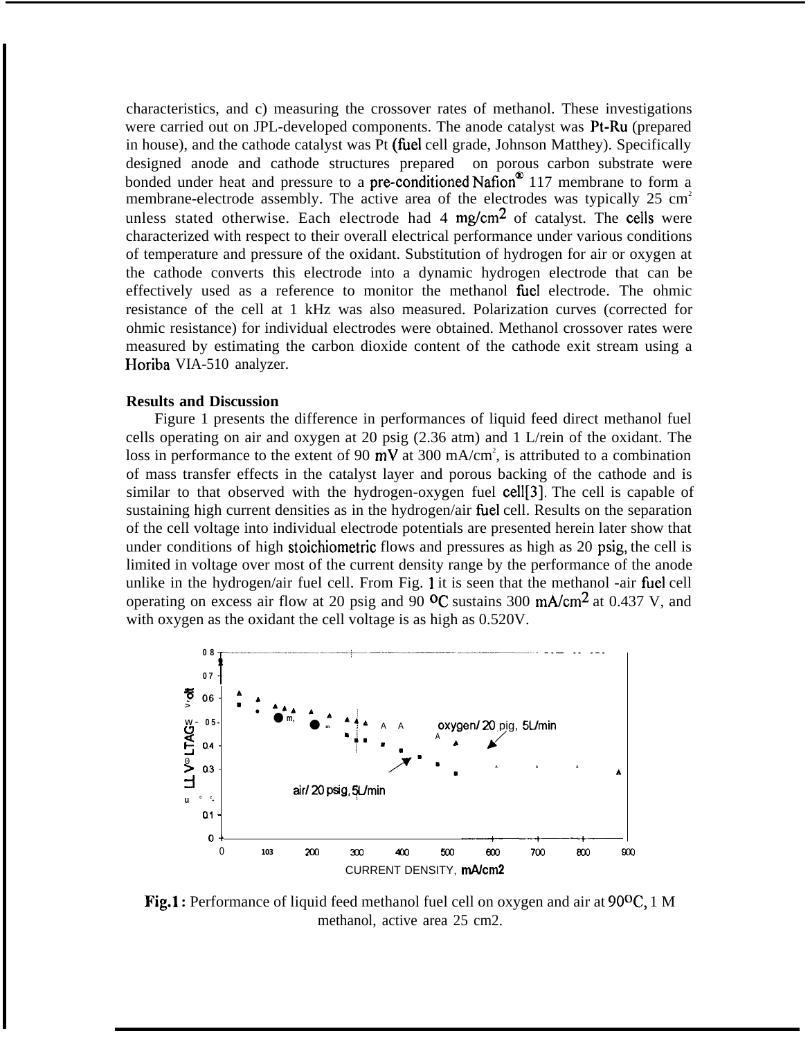characteristics, and c) measuring the crossover rates of methanol. These investigations were carried out on JPL-developed components. The anode catalyst was Pt-Ru (prepared in house), and the cathode catalyst was Pt (fuel cell grade, Johnson Matthey). Specifically designed anode and cathode structures prepared on porous carbon substrate were bonded under heat and pressure to a pre-conditioned Nafion® 117 membrane to form a membrane-electrode assembly. The active area of the electrodes was typically 25 $cm^2$ unless stated otherwise. Each electrode had 4 $mg/cm^2$ of catalyst. The cells were characterized with respect to their overall electrical performance under various conditions of temperature and pressure of the oxidant. Substitution of hydrogen for air or oxygen at the cathode converts this electrode into a dynamic hydrogen electrode that can be effectively used as a reference to monitor the methanol fuel electrode. The ohmic resistance of the cell at 1 kHz was also measured. Polarization curves (corrected for ohmic resistance) for individual electrodes were obtained. Methanol crossover rates were measured by estimating the carbon dioxide content of the cathode exit stream using a Horiba VIA-510 analyzer.

**Results and Discussion**

Figure 1 presents the difference in performances of liquid feed direct methanol fuel cells operating on air and oxygen at 20 psig (2.36 atm) and 1 L/rein of the oxidant. The loss in performance to the extent of 90 mV at 300 $mA/cm^2$, is attributed to a combination of mass transfer effects in the catalyst layer and porous backing of the cathode and is similar to that observed with the hydrogen-oxygen fuel cell[3]. The cell is capable of sustaining high current densities as in the hydrogen/air fuel cell. Results on the separation of the cell voltage into individual electrode potentials are presented herein later show that under conditions of high stoichiometric flows and pressures as high as 20 psig, the cell is limited in voltage over most of the current density range by the performance of the anode unlike in the hydrogen/air fuel cell. From Fig. 1 it is seen that the methanol -air fuel cell operating on excess air flow at 20 psig and 90 $^oC$ sustains 300 $mA/cm^2$ at 0.437 V, and with oxygen as the oxidant the cell voltage is as high as 0.520V.

**Fig.1 :** Performance of liquid feed methanol fuel cell on oxygen and air at 90$^oC$, 1 M methanol, active area 25 cm2.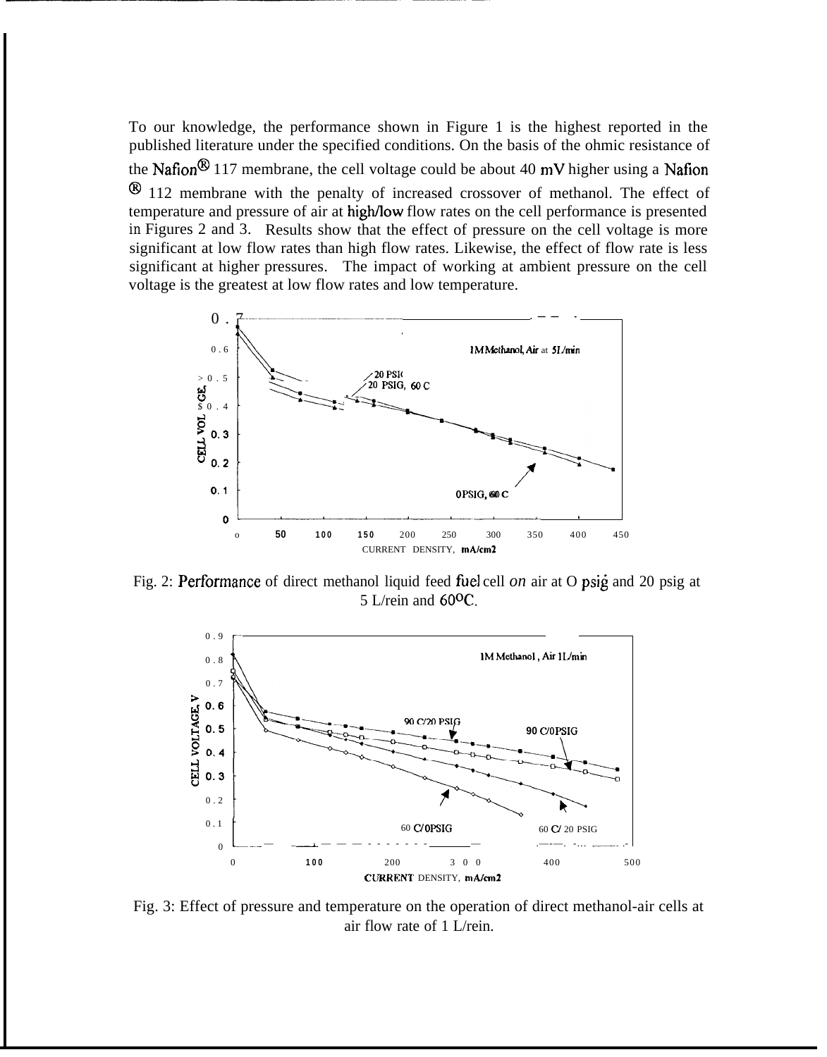To our knowledge, the performance shown in Figure 1 is the highest reported in the published literature under the specified conditions. On the basis of the ohmic resistance of the Nafion® 117 membrane, the cell voltage could be about 40 mV higher using a Nafion ® 112 membrane with the penalty of increased crossover of methanol. The effect of temperature and pressure of air at high/low flow rates on the cell performance is presented in Figures 2 and 3. Results show that the effect of pressure on the cell voltage is more significant at low flow rates than high flow rates. Likewise, the effect of flow rate is less significant at higher pressures. The impact of working at ambient pressure on the cell voltage is the greatest at low flow rates and low temperature.

Fig. 2: Performance of direct methanol liquid feed fuel cell *on* air at O psig and 20 psig at 5 L/rein and 60°C.

Fig. 3: Effect of pressure and temperature on the operation of direct methanol-air cells at air flow rate of 1 L/rein.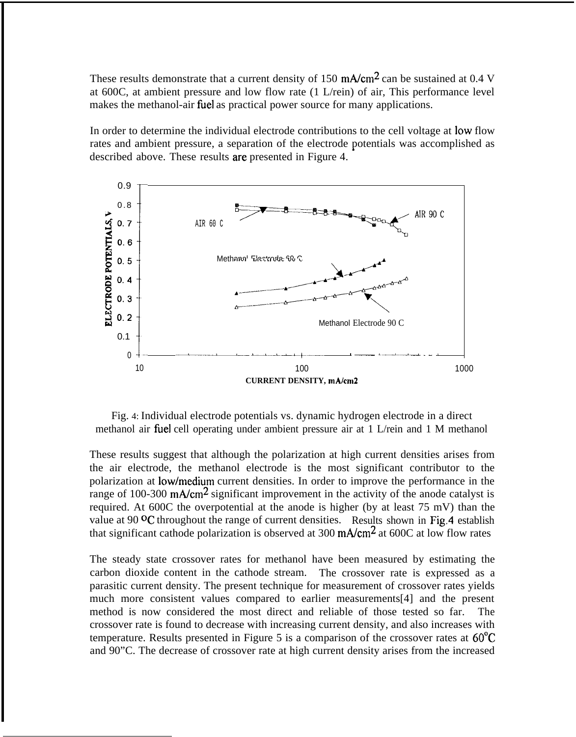These results demonstrate that a current density of 150 $mA/cm^2$ can be sustained at 0.4 V at 600C, at ambient pressure and low flow rate (1 L/rein) of air, This performance level makes the methanol-air fuel as practical power source for many applications.

In order to determine the individual electrode contributions to the cell voltage at low flow rates and ambient pressure, a separation of the electrode potentials was accomplished as described above. These results are presented in Figure 4.

Fig. 4: Individual electrode potentials vs. dynamic hydrogen electrode in a direct methanol air fuel cell operating under ambient pressure air at 1 L/rein and 1 M methanol

These results suggest that although the polarization at high current densities arises from the air electrode, the methanol electrode is the most significant contributor to the polarization at low/medium current densities. In order to improve the performance in the range of 100-300 $mA/cm^2$ significant improvement in the activity of the anode catalyst is required. At 600C the overpotential at the anode is higher (by at least 75 mV) than the value at 90 °C throughout the range of current densities. Results shown in Fig.4 establish that significant cathode polarization is observed at 300 $mA/cm^2$ at 600C at low flow rates

The steady state crossover rates for methanol have been measured by estimating the carbon dioxide content in the cathode stream. The crossover rate is expressed as a parasitic current density. The present technique for measurement of crossover rates yields much more consistent values compared to earlier measurements[4] and the present method is now considered the most direct and reliable of those tested so far. The crossover rate is found to decrease with increasing current density, and also increases with temperature. Results presented in Figure 5 is a comparison of the crossover rates at 60°C and 90"C. The decrease of crossover rate at high current density arises from the increased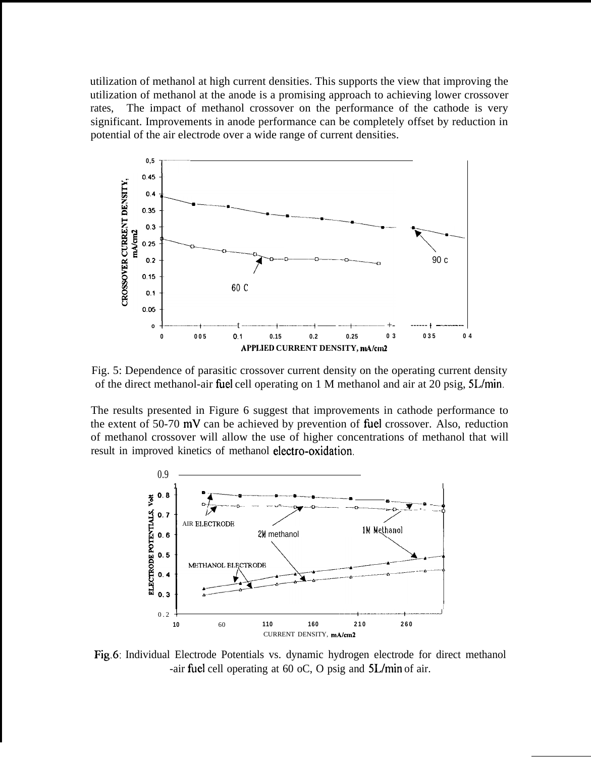utilization of methanol at high current densities. This supports the view that improving the utilization of methanol at the anode is a promising approach to achieving lower crossover rates, The impact of methanol crossover on the performance of the cathode is very significant. Improvements in anode performance can be completely offset by reduction in potential of the air electrode over a wide range of current densities.

Fig. 5: Dependence of parasitic crossover current density on the operating current density of the direct methanol-air fuel cell operating on 1 M methanol and air at 20 psig, 5L/min.

The results presented in Figure 6 suggest that improvements in cathode performance to the extent of 50-70 mV can be achieved by prevention of fuel crossover. Also, reduction of methanol crossover will allow the use of higher concentrations of methanol that will result in improved kinetics of methanol electro-oxidation.

Fig.6: Individual Electrode Potentials vs. dynamic hydrogen electrode for direct methanol -air fuel cell operating at 60 oC, O psig and 5L/min of air.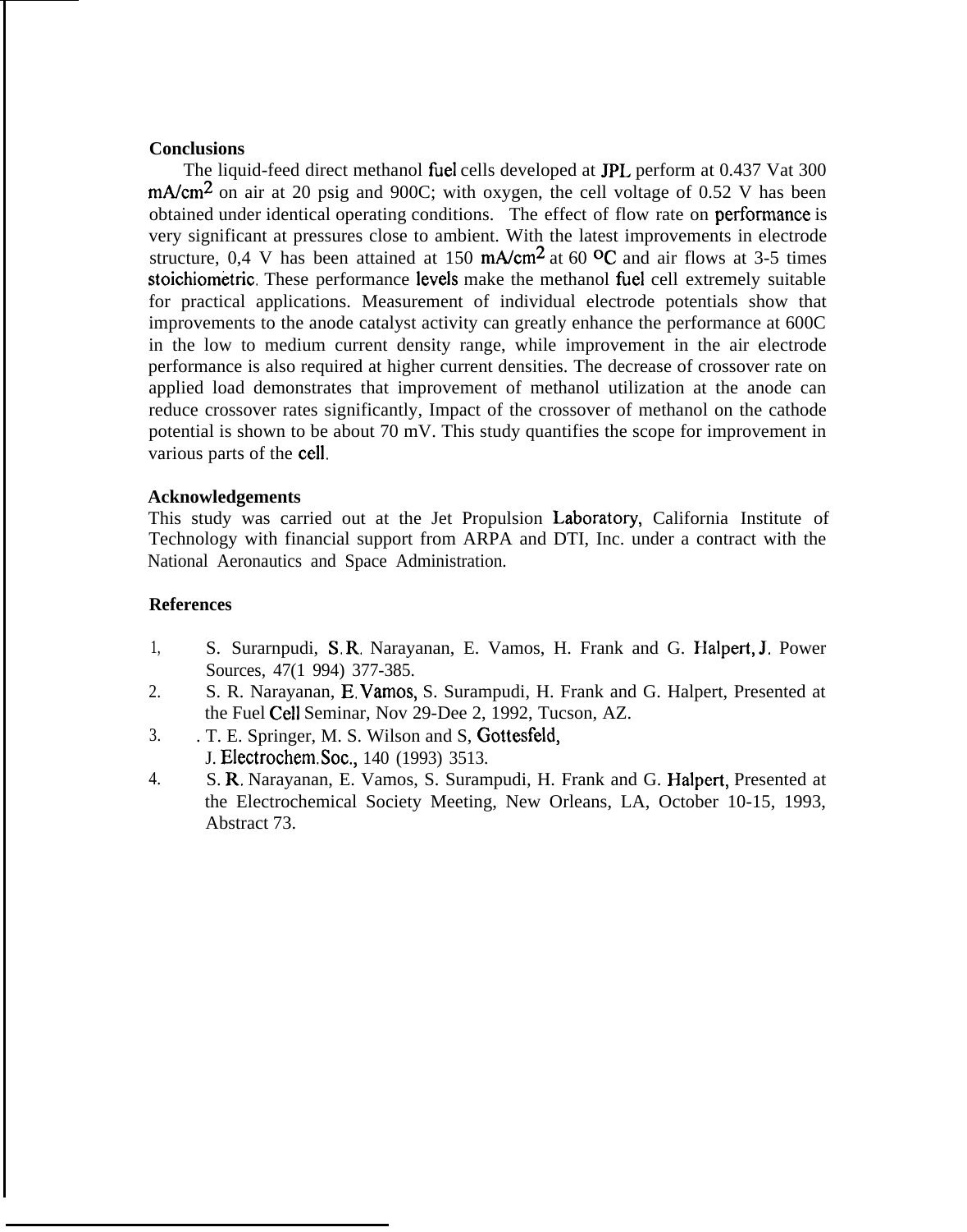**Conclusions**

The liquid-feed direct methanol fuel cells developed at JPL perform at 0.437 Vat 300 mA/cm$^2$ on air at 20 psig and 900C; with oxygen, the cell voltage of 0.52 V has been obtained under identical operating conditions. The effect of flow rate on performance is very significant at pressures close to ambient. With the latest improvements in electrode structure, 0,4 V has been attained at 150 mA/cm$^2$ at 60 $^o$C and air flows at 3-5 times stoichiometric. These performance levels make the methanol fuel cell extremely suitable for practical applications. Measurement of individual electrode potentials show that improvements to the anode catalyst activity can greatly enhance the performance at 600C in the low to medium current density range, while improvement in the air electrode performance is also required at higher current densities. The decrease of crossover rate on applied load demonstrates that improvement of methanol utilization at the anode can reduce crossover rates significantly, Impact of the crossover of methanol on the cathode potential is shown to be about 70 mV. This study quantifies the scope for improvement in various parts of the cell.

**Acknowledgements**

This study was carried out at the Jet Propulsion Laboratory, California Institute of Technology with financial support from ARPA and DTI, Inc. under a contract with the National Aeronautics and Space Administration.

**References**

1, S. Surarnpudi, S.R. Narayanan, E. Vamos, H. Frank and G. Halpert, J. Power Sources, 47(1 994) 377-385.

2. S. R. Narayanan, E. Vamos, S. Surampudi, H. Frank and G. Halpert, Presented at the Fuel Cell Seminar, Nov 29-Dee 2, 1992, Tucson, AZ.

3. . T. E. Springer, M. S. Wilson and S, Gottesfeld, J. Electrochem.Soc., 140 (1993) 3513.

4. S. R. Narayanan, E. Vamos, S. Surampudi, H. Frank and G. Halpert, Presented at the Electrochemical Society Meeting, New Orleans, LA, October 10-15, 1993, Abstract 73.